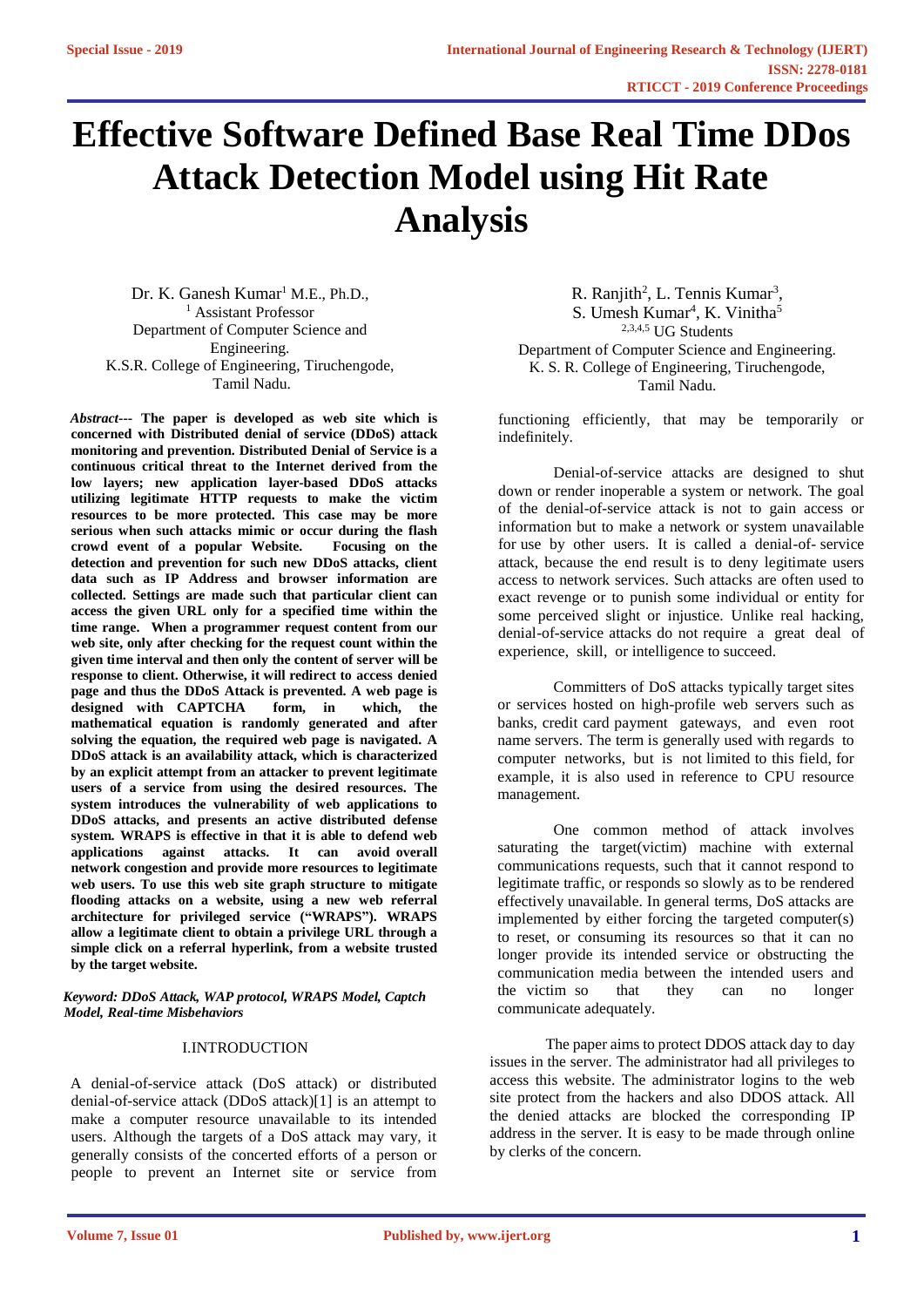# Effective Software Defined Base Real Time DDos Attack Detection Model using Hit Rate Analysis

Dr. K. Ganesh Kumar[1] M.E., Ph.D.,
[1] Assistant Professor
Department of Computer Science and Engineering.
K.S.R. College of Engineering, Tiruchengode, Tamil Nadu.

R. Ranjith[2], L. Tennis Kumar[3], S. Umesh Kumar[4], K. Vinitha[5]
[2,3,4,5] UG Students
Department of Computer Science and Engineering.
K. S. R. College of Engineering, Tiruchengode, Tamil Nadu.

***Abstract---* The paper is developed as web site which is concerned with Distributed denial of service (DDoS) attack monitoring and prevention. Distributed Denial of Service is a continuous critical threat to the Internet derived from the low layers; new application layer-based DDoS attacks utilizing legitimate HTTP requests to make the victim resources to be more protected. This case may be more serious when such attacks mimic or occur during the flash crowd event of a popular Website. Focusing on the detection and prevention for such new DDoS attacks, client data such as IP Address and browser information are collected. Settings are made such that particular client can access the given URL only for a specified time within the time range. When a programmer request content from our web site, only after checking for the request count within the given time interval and then only the content of server will be response to client. Otherwise, it will redirect to access denied page and thus the DDoS Attack is prevented. A web page is designed with CAPTCHA form, in which, the mathematical equation is randomly generated and after solving the equation, the required web page is navigated. A DDoS attack is an availability attack, which is characterized by an explicit attempt from an attacker to prevent legitimate users of a service from using the desired resources. The system introduces the vulnerability of web applications to DDoS attacks, and presents an active distributed defense system. WRAPS is effective in that it is able to defend web applications against attacks. It can avoid overall network congestion and provide more resources to legitimate web users. To use this web site graph structure to mitigate flooding attacks on a website, using a new web referral architecture for privileged service ("WRAPS"). WRAPS allow a legitimate client to obtain a privilege URL through a simple click on a referral hyperlink, from a website trusted by the target website.**

***Keyword: DDoS Attack, WAP protocol, WRAPS Model, Captch Model, Real-time Misbehaviors***

## I.INTRODUCTION

A denial-of-service attack (DoS attack) or distributed denial-of-service attack (DDoS attack)[1] is an attempt to make a computer resource unavailable to its intended users. Although the targets of a DoS attack may vary, it generally consists of the concerted efforts of a person or people to prevent an Internet site or service from functioning efficiently, that may be temporarily or indefinitely.

Denial-of-service attacks are designed to shut down or render inoperable a system or network. The goal of the denial-of-service attack is not to gain access or information but to make a network or system unavailable for use by other users. It is called a denial-of- service attack, because the end result is to deny legitimate users access to network services. Such attacks are often used to exact revenge or to punish some individual or entity for some perceived slight or injustice. Unlike real hacking, denial-of-service attacks do not require a great deal of experience, skill, or intelligence to succeed.

Committers of DoS attacks typically target sites or services hosted on high-profile web servers such as banks, credit card payment gateways, and even root name servers. The term is generally used with regards to computer networks, but is not limited to this field, for example, it is also used in reference to CPU resource management.

One common method of attack involves saturating the target(victim) machine with external communications requests, such that it cannot respond to legitimate traffic, or responds so slowly as to be rendered effectively unavailable. In general terms, DoS attacks are implemented by either forcing the targeted computer(s) to reset, or consuming its resources so that it can no longer provide its intended service or obstructing the communication media between the intended users and the victim so that they can no longer communicate adequately.

The paper aims to protect DDOS attack day to day issues in the server. The administrator had all privileges to access this website. The administrator logins to the web site protect from the hackers and also DDOS attack. All the denied attacks are blocked the corresponding IP address in the server. It is easy to be made through online by clerks of the concern.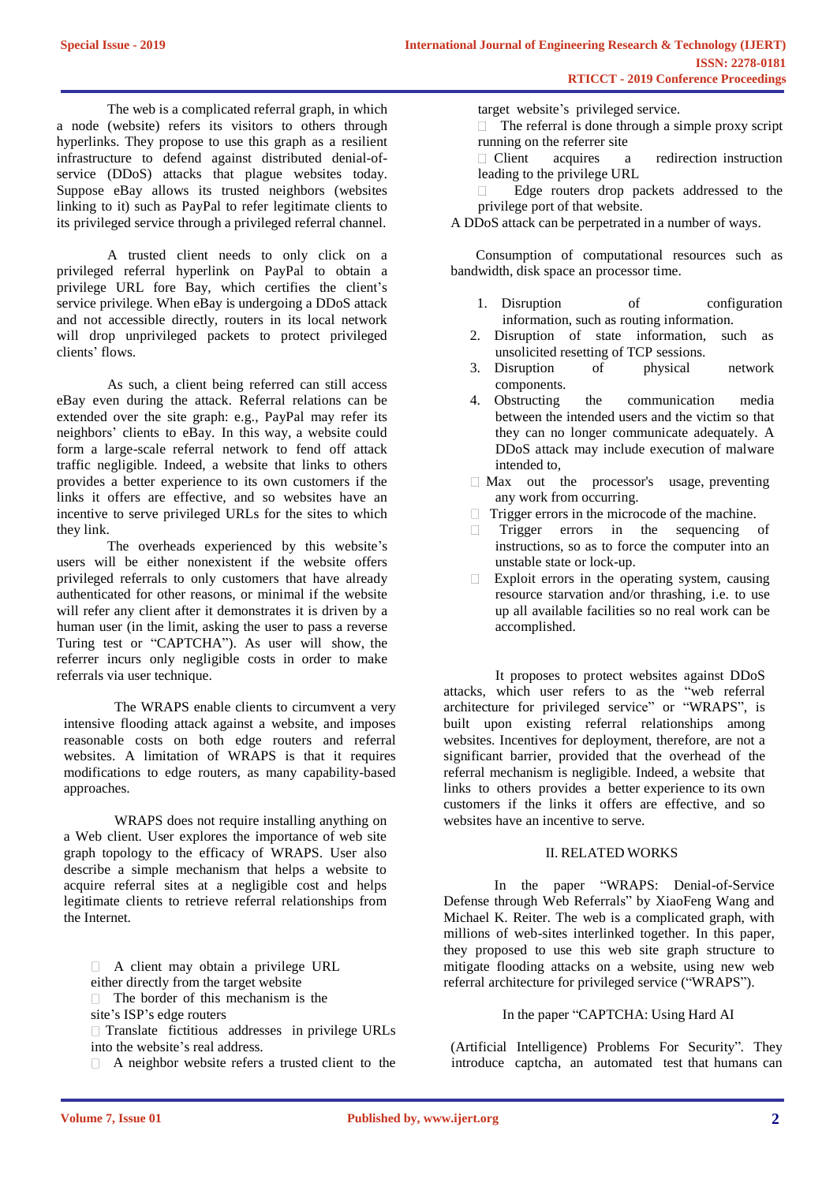The web is a complicated referral graph, in which a node (website) refers its visitors to others through hyperlinks. They propose to use this graph as a resilient infrastructure to defend against distributed denial-of-service (DDoS) attacks that plague websites today. Suppose eBay allows its trusted neighbors (websites linking to it) such as PayPal to refer legitimate clients to its privileged service through a privileged referral channel.

A trusted client needs to only click on a privileged referral hyperlink on PayPal to obtain a privilege URL fore Bay, which certifies the client's service privilege. When eBay is undergoing a DDoS attack and not accessible directly, routers in its local network will drop unprivileged packets to protect privileged clients' flows.

As such, a client being referred can still access eBay even during the attack. Referral relations can be extended over the site graph: e.g., PayPal may refer its neighbors' clients to eBay. In this way, a website could form a large-scale referral network to fend off attack traffic negligible. Indeed, a website that links to others provides a better experience to its own customers if the links it offers are effective, and so websites have an incentive to serve privileged URLs for the sites to which they link.

The overheads experienced by this website's users will be either nonexistent if the website offers privileged referrals to only customers that have already authenticated for other reasons, or minimal if the website will refer any client after it demonstrates it is driven by a human user (in the limit, asking the user to pass a reverse Turing test or "CAPTCHA"). As user will show, the referrer incurs only negligible costs in order to make referrals via user technique.

The WRAPS enable clients to circumvent a very intensive flooding attack against a website, and imposes reasonable costs on both edge routers and referral websites. A limitation of WRAPS is that it requires modifications to edge routers, as many capability-based approaches.

WRAPS does not require installing anything on a Web client. User explores the importance of web site graph topology to the efficacy of WRAPS. User also describe a simple mechanism that helps a website to acquire referral sites at a negligible cost and helps legitimate clients to retrieve referral relationships from the Internet.

- A client may obtain a privilege URL either directly from the target website
- The border of this mechanism is the site's ISP's edge routers
- Translate fictitious addresses in privilege URLs into the website's real address.
- A neighbor website refers a trusted client to the target website's privileged service.
- The referral is done through a simple proxy script running on the referrer site
- Client acquires a redirection instruction leading to the privilege URL
- Edge routers drop packets addressed to the privilege port of that website.

A DDoS attack can be perpetrated in a number of ways.

Consumption of computational resources such as bandwidth, disk space an processor time.

1. Disruption of configuration information, such as routing information.
2. Disruption of state information, such as unsolicited resetting of TCP sessions.
3. Disruption of physical network components.
4. Obstructing the communication media between the intended users and the victim so that they can no longer communicate adequately. A DDoS attack may include execution of malware intended to,

- Max out the processor's usage, preventing any work from occurring.
- Trigger errors in the microcode of the machine.
- Trigger errors in the sequencing of instructions, so as to force the computer into an unstable state or lock-up.
- Exploit errors in the operating system, causing resource starvation and/or thrashing, i.e. to use up all available facilities so no real work can be accomplished.

It proposes to protect websites against DDoS attacks, which user refers to as the "web referral architecture for privileged service" or "WRAPS", is built upon existing referral relationships among websites. Incentives for deployment, therefore, are not a significant barrier, provided that the overhead of the referral mechanism is negligible. Indeed, a website that links to others provides a better experience to its own customers if the links it offers are effective, and so websites have an incentive to serve.

## II. RELATED WORKS

In the paper "WRAPS: Denial-of-Service Defense through Web Referrals" by XiaoFeng Wang and Michael K. Reiter. The web is a complicated graph, with millions of web-sites interlinked together. In this paper, they proposed to use this web site graph structure to mitigate flooding attacks on a website, using new web referral architecture for privileged service ("WRAPS").

In the paper "CAPTCHA: Using Hard AI (Artificial Intelligence) Problems For Security". They introduce captcha, an automated test that humans can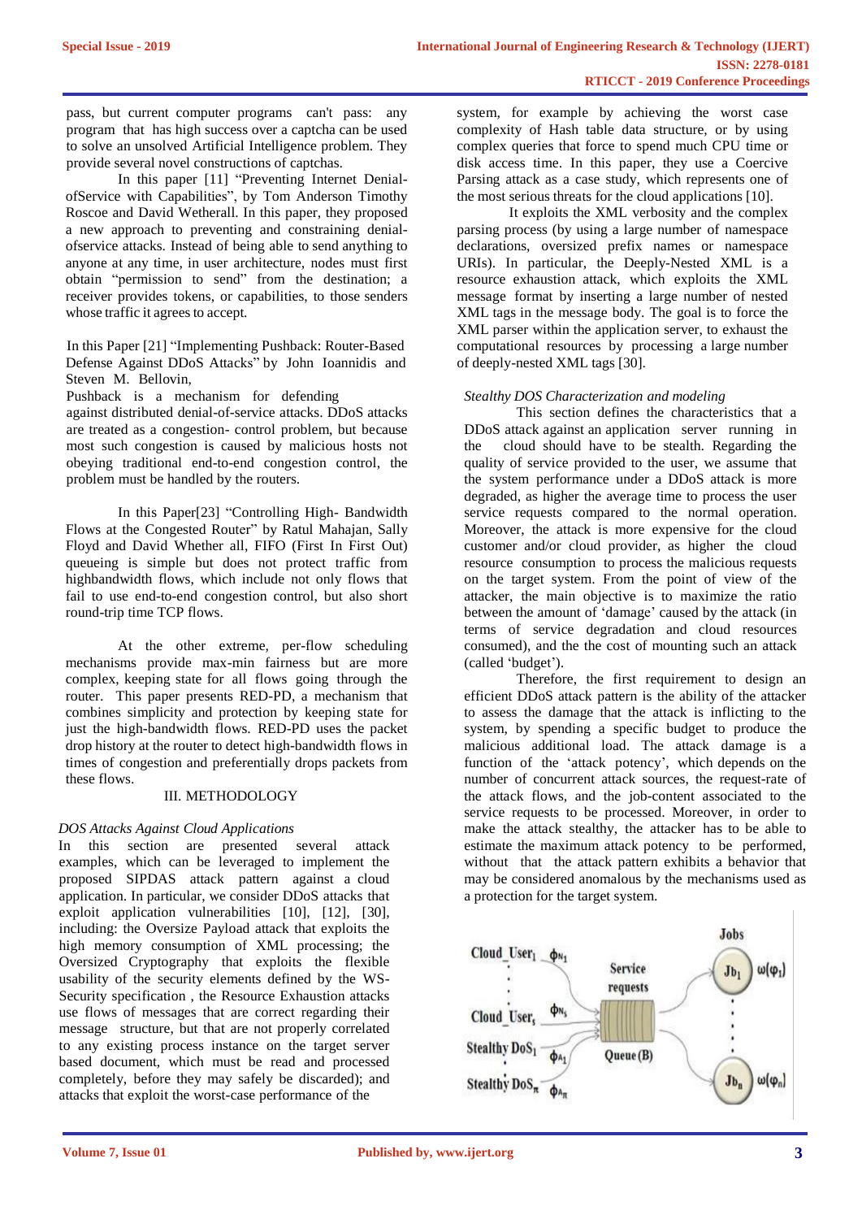pass, but current computer programs can't pass: any program that has high success over a captcha can be used to solve an unsolved Artificial Intelligence problem. They provide several novel constructions of captchas.

In this paper [11] "Preventing Internet Denial-ofService with Capabilities", by Tom Anderson Timothy Roscoe and David Wetherall. In this paper, they proposed a new approach to preventing and constraining denial-ofservice attacks. Instead of being able to send anything to anyone at any time, in user architecture, nodes must first obtain "permission to send" from the destination; a receiver provides tokens, or capabilities, to those senders whose traffic it agrees to accept.

In this Paper [21] "Implementing Pushback: Router-Based Defense Against DDoS Attacks" by John Ioannidis and Steven M. Bellovin,
Pushback is a mechanism for defending against distributed denial-of-service attacks. DDoS attacks are treated as a congestion- control problem, but because most such congestion is caused by malicious hosts not obeying traditional end-to-end congestion control, the problem must be handled by the routers.

In this Paper[23] "Controlling High- Bandwidth Flows at the Congested Router" by Ratul Mahajan, Sally Floyd and David Whether all, FIFO (First In First Out) queueing is simple but does not protect traffic from highbandwidth flows, which include not only flows that fail to use end-to-end congestion control, but also short round-trip time TCP flows.

At the other extreme, per-flow scheduling mechanisms provide max-min fairness but are more complex, keeping state for all flows going through the router. This paper presents RED-PD, a mechanism that combines simplicity and protection by keeping state for just the high-bandwidth flows. RED-PD uses the packet drop history at the router to detect high-bandwidth flows in times of congestion and preferentially drops packets from these flows.

## III. METHODOLOGY

*DOS Attacks Against Cloud Applications*

In this section are presented several attack examples, which can be leveraged to implement the proposed SIPDAS attack pattern against a cloud application. In particular, we consider DDoS attacks that exploit application vulnerabilities [10], [12], [30], including: the Oversize Payload attack that exploits the high memory consumption of XML processing; the Oversized Cryptography that exploits the flexible usability of the security elements defined by the WS-Security specification , the Resource Exhaustion attacks use flows of messages that are correct regarding their message structure, but that are not properly correlated to any existing process instance on the target server based document, which must be read and processed completely, before they may safely be discarded); and attacks that exploit the worst-case performance of the system, for example by achieving the worst case complexity of Hash table data structure, or by using complex queries that force to spend much CPU time or disk access time. In this paper, they use a Coercive Parsing attack as a case study, which represents one of the most serious threats for the cloud applications [10].

It exploits the XML verbosity and the complex parsing process (by using a large number of namespace declarations, oversized prefix names or namespace URIs). In particular, the Deeply-Nested XML is a resource exhaustion attack, which exploits the XML message format by inserting a large number of nested XML tags in the message body. The goal is to force the XML parser within the application server, to exhaust the computational resources by processing a large number of deeply-nested XML tags [30].

*Stealthy DOS Characterization and modeling*

This section defines the characteristics that a DDoS attack against an application server running in the cloud should have to be stealth. Regarding the quality of service provided to the user, we assume that the system performance under a DDoS attack is more degraded, as higher the average time to process the user service requests compared to the normal operation. Moreover, the attack is more expensive for the cloud customer and/or cloud provider, as higher the cloud resource consumption to process the malicious requests on the target system. From the point of view of the attacker, the main objective is to maximize the ratio between the amount of 'damage' caused by the attack (in terms of service degradation and cloud resources consumed), and the the cost of mounting such an attack (called 'budget').

Therefore, the first requirement to design an efficient DDoS attack pattern is the ability of the attacker to assess the damage that the attack is inflicting to the system, by spending a specific budget to produce the malicious additional load. The attack damage is a function of the 'attack potency', which depends on the number of concurrent attack sources, the request-rate of the attack flows, and the job-content associated to the service requests to be processed. Moreover, in order to make the attack stealthy, the attacker has to be able to estimate the maximum attack potency to be performed, without that the attack pattern exhibits a behavior that may be considered anomalous by the mechanisms used as a protection for the target system.

Cloud_User$_1$
Cloud_User$_s$
Stealthy DoS$_1$
Stealthy DoS$_n$
$\phi_{N_1}$
$\phi_{N_s}$
$\phi_{A_1}$
$\phi_{A_n}$
Service requests
Queue (B)
Jobs
Jb$_1$
Jb$_n$
$\omega(\varphi_1)$
$\omega(\varphi_n)$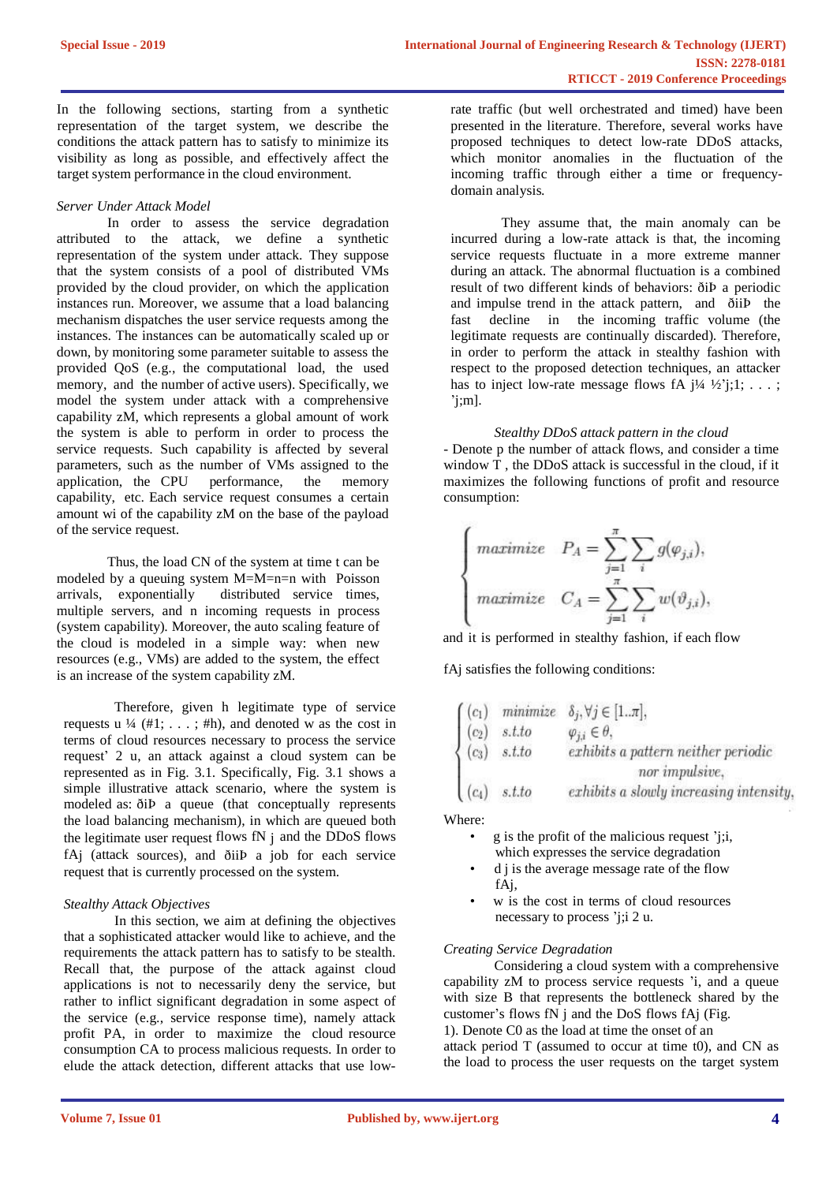In the following sections, starting from a synthetic representation of the target system, we describe the conditions the attack pattern has to satisfy to minimize its visibility as long as possible, and effectively affect the target system performance in the cloud environment.

*Server Under Attack Model*

In order to assess the service degradation attributed to the attack, we define a synthetic representation of the system under attack. They suppose that the system consists of a pool of distributed VMs provided by the cloud provider, on which the application instances run. Moreover, we assume that a load balancing mechanism dispatches the user service requests among the instances. The instances can be automatically scaled up or down, by monitoring some parameter suitable to assess the provided QoS (e.g., the computational load, the used memory, and the number of active users). Specifically, we model the system under attack with a comprehensive capability zM, which represents a global amount of work the system is able to perform in order to process the service requests. Such capability is affected by several parameters, such as the number of VMs assigned to the application, the CPU performance, the memory capability, etc. Each service request consumes a certain amount wi of the capability zM on the base of the payload of the service request.

Thus, the load CN of the system at time t can be modeled by a queuing system M=M=n=n with Poisson arrivals, exponentially distributed service times, multiple servers, and n incoming requests in process (system capability). Moreover, the auto scaling feature of the cloud is modeled in a simple way: when new resources (e.g., VMs) are added to the system, the effect is an increase of the system capability zM.

Therefore, given h legitimate type of service requests u ¼ (#1; . . . ; #h), and denoted w as the cost in terms of cloud resources necessary to process the service request' 2 u, an attack against a cloud system can be represented as in Fig. 3.1. Specifically, Fig. 3.1 shows a simple illustrative attack scenario, where the system is modeled as: ðiÞ a queue (that conceptually represents the load balancing mechanism), in which are queued both the legitimate user request flows fN j and the DDoS flows fAj (attack sources), and ðiiÞ a job for each service request that is currently processed on the system.

*Stealthy Attack Objectives*

In this section, we aim at defining the objectives that a sophisticated attacker would like to achieve, and the requirements the attack pattern has to satisfy to be stealth. Recall that, the purpose of the attack against cloud applications is not to necessarily deny the service, but rather to inflict significant degradation in some aspect of the service (e.g., service response time), namely attack profit PA, in order to maximize the cloud resource consumption CA to process malicious requests. In order to elude the attack detection, different attacks that use low-rate traffic (but well orchestrated and timed) have been presented in the literature. Therefore, several works have proposed techniques to detect low-rate DDoS attacks, which monitor anomalies in the fluctuation of the incoming traffic through either a time or frequency-domain analysis.

They assume that, the main anomaly can be incurred during a low-rate attack is that, the incoming service requests fluctuate in a more extreme manner during an attack. The abnormal fluctuation is a combined result of two different kinds of behaviors: ðiÞ a periodic and impulse trend in the attack pattern, and ðiiÞ the fast decline in the incoming traffic volume (the legitimate requests are continually discarded). Therefore, in order to perform the attack in stealthy fashion with respect to the proposed detection techniques, an attacker has to inject low-rate message flows fA j¼ ½'j;1; . . . ; 'j;m].

*Stealthy DDoS attack pattern in the cloud*

- Denote p the number of attack flows, and consider a time window T , the DDoS attack is successful in the cloud, if it maximizes the following functions of profit and resource consumption:

$$
\begin{cases}
maximize \quad P_A = \sum_{j=1}^{\pi} \sum_{i} g(\varphi_{j,i}), \\
maximize \quad C_A = \sum_{j=1}^{\pi} \sum_{i} w(\vartheta_{j,i}),
\end{cases}
$$

and it is performed in stealthy fashion, if each flow

fAj satisfies the following conditions:

$$
\begin{cases}
(c_1) \quad minimize \quad \delta_j, \forall j \in [1..\pi], \\
(c_2) \quad s.t.to \quad \varphi_{j,i} \in \theta, \\
(c_3) \quad s.t.to \quad exhibits\ a\ pattern\ neither\ periodic\ nor\ impulsive, \\
(c_4) \quad s.t.to \quad exhibits\ a\ slowly\ increasing\ intensity,
\end{cases}
$$

Where:

- g is the profit of the malicious request 'j;i, which expresses the service degradation
- d j is the average message rate of the flow fAj,
- w is the cost in terms of cloud resources necessary to process 'j;i 2 u.

*Creating Service Degradation*

Considering a cloud system with a comprehensive capability zM to process service requests 'i, and a queue with size B that represents the bottleneck shared by the customer's flows fN j and the DoS flows fAj (Fig. 1). Denote C0 as the load at time the onset of an attack period T (assumed to occur at time t0), and CN as the load to process the user requests on the target system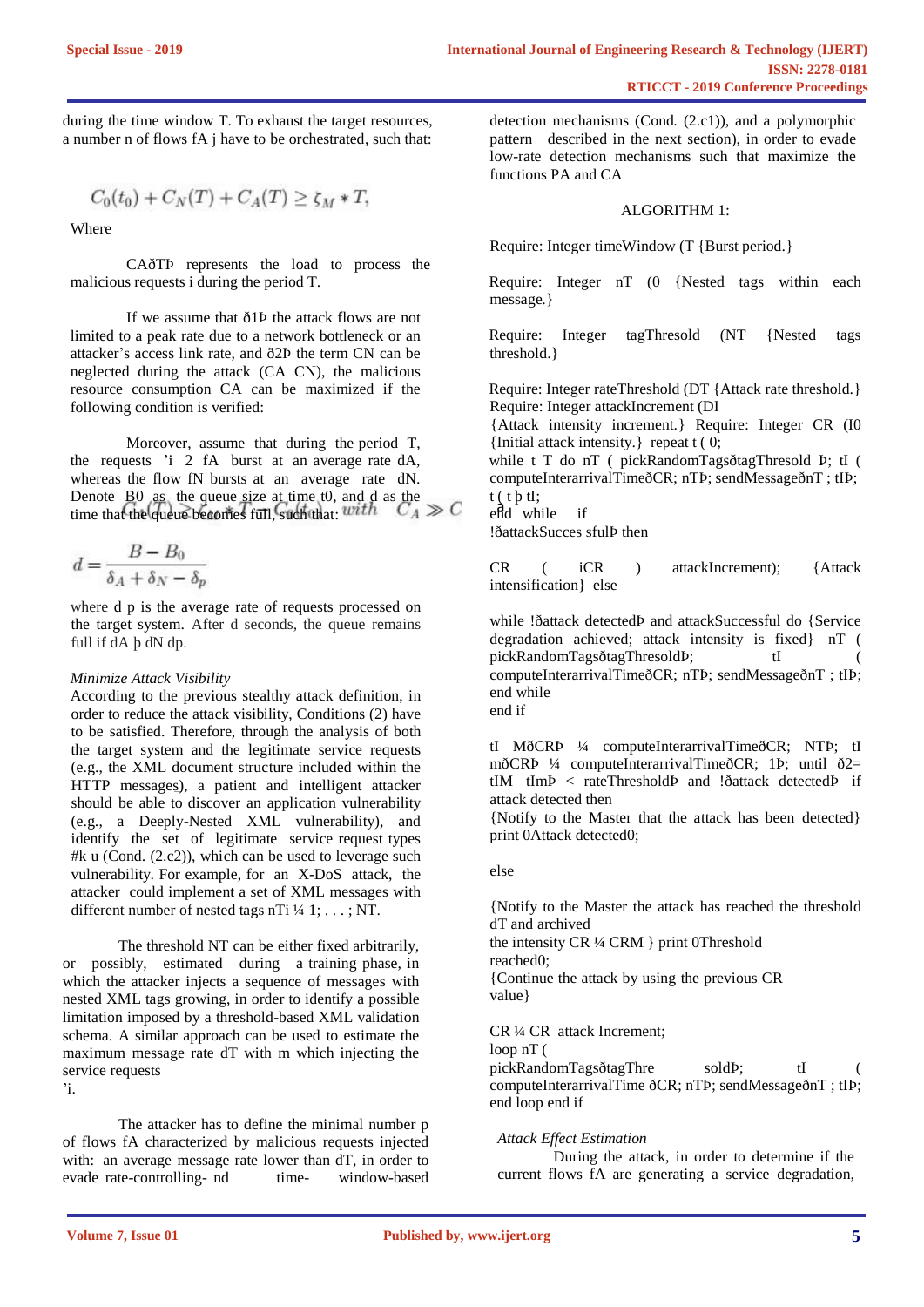during the time window T. To exhaust the target resources, a number n of flows fA j have to be orchestrated, such that:

$$C_0(t_0) + C_N(T) + C_A(T) \geq \zeta_M * T,$$

Where

CAðTÞ represents the load to process the malicious requests i during the period T.

If we assume that ð1Þ the attack flows are not limited to a peak rate due to a network bottleneck or an attacker's access link rate, and ð2Þ the term CN can be neglected during the attack (CA CN), the malicious resource consumption CA can be maximized if the following condition is verified:

Moreover, assume that during the period T, the requests 'i 2 fA burst at an average rate dA, whereas the flow fN bursts at an average rate dN. Denote B0 as the queue size at time t0, and d as the time that the queue becomes full, such that: $C_A(T) \geq \zeta_M * T - C_0(t_0)$ with $C_A \gg C$

$$d = \frac{B - B_0}{\delta_A + \delta_N - \delta_p}$$

where d p is the average rate of requests processed on the target system. After d seconds, the queue remains full if dA þ dN dp.

*Minimize Attack Visibility*

According to the previous stealthy attack definition, in order to reduce the attack visibility, Conditions (2) have to be satisfied. Therefore, through the analysis of both the target system and the legitimate service requests (e.g., the XML document structure included within the HTTP messages), a patient and intelligent attacker should be able to discover an application vulnerability (e.g., a Deeply-Nested XML vulnerability), and identify the set of legitimate service request types #k u (Cond. (2.c2)), which can be used to leverage such vulnerability. For example, for an X-DoS attack, the attacker could implement a set of XML messages with different number of nested tags nTi ¼ 1; . . . ; NT.

The threshold NT can be either fixed arbitrarily, or possibly, estimated during a training phase, in which the attacker injects a sequence of messages with nested XML tags growing, in order to identify a possible limitation imposed by a threshold-based XML validation schema. A similar approach can be used to estimate the maximum message rate dT with m which injecting the service requests 'i.

The attacker has to define the minimal number p of flows fA characterized by malicious requests injected with: an average message rate lower than dT, in order to evade rate-controlling- nd time- window-based detection mechanisms (Cond. (2.c1)), and a polymorphic pattern described in the next section), in order to evade low-rate detection mechanisms such that maximize the functions PA and CA

ALGORITHM 1:

Require: Integer timeWindow (T {Burst period.}

Require: Integer nT (0 {Nested tags within each message.}

Require: Integer tagThresold (NT {Nested tags threshold.}

Require: Integer rateThreshold (DT {Attack rate threshold.}
Require: Integer attackIncrement (DI
{Attack intensity increment.} Require: Integer CR (I0 {Initial attack intensity.} repeat t ( 0;
while t T do nT ( pickRandomTagsðtagThresold Þ; tI ( computeInterarrivalTimeðCR; nTÞ; sendMessageðnT ; tIÞ;
t ( t þ tI;
end while if
!ðattackSucces sfulÞ then

CR ( iCR ) attackIncrement); {Attack intensification} else

while !ðattack detectedÞ and attackSuccessful do {Service degradation achieved; attack intensity is fixed} nT ( pickRandomTagsðtagThresoldÞ; tI ( computeInterarrivalTimeðCR; nTÞ; sendMessageðnT ; tIÞ;
end while
end if

tI MðCRÞ ¼ computeInterarrivalTimeðCR; NTÞ; tI mðCRÞ ¼ computeInterarrivalTimeðCR; 1Þ; until ð2= tIM tImÞ < rateThresholdÞ and !ðattack detectedÞ if attack detected then
{Notify to the Master that the attack has been detected}
print 0Attack detected0;

else

{Notify to the Master the attack has reached the threshold dT and archived
the intensity CR ¼ CRM } print 0Threshold reached0;
{Continue the attack by using the previous CR value}

CR ¼ CR attack Increment;
loop nT (
pickRandomTagsðtagThre soldÞ; tI ( computeInterarrivalTime ðCR; nTÞ; sendMessageðnT ; tIÞ;
end loop end if

*Attack Effect Estimation*

During the attack, in order to determine if the current flows fA are generating a service degradation,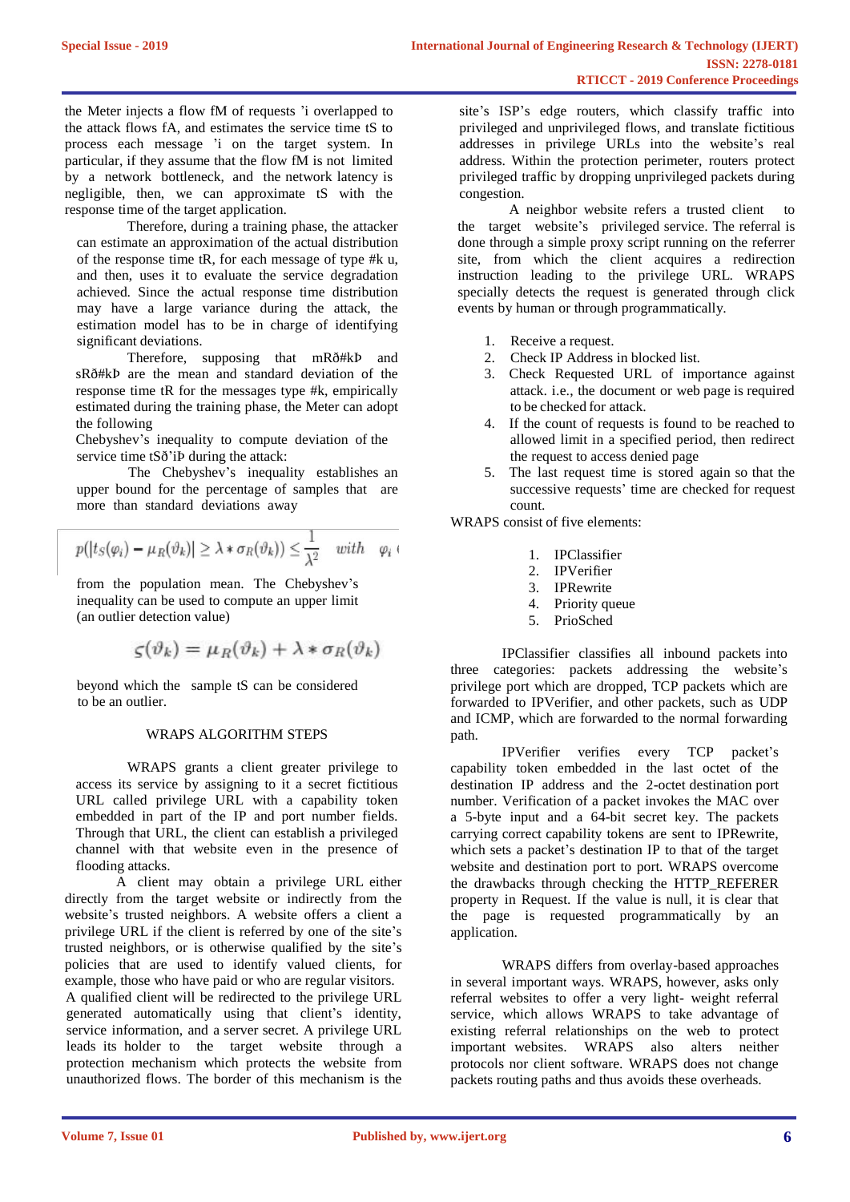the Meter injects a flow fM of requests 'i overlapped to the attack flows fA, and estimates the service time tS to process each message 'i on the target system. In particular, if they assume that the flow fM is not limited by a network bottleneck, and the network latency is negligible, then, we can approximate tS with the response time of the target application.

Therefore, during a training phase, the attacker can estimate an approximation of the actual distribution of the response time tR, for each message of type #k u, and then, uses it to evaluate the service degradation achieved. Since the actual response time distribution may have a large variance during the attack, the estimation model has to be in charge of identifying significant deviations.

Therefore, supposing that mRð#kÞ and sRð#kÞ are the mean and standard deviation of the response time tR for the messages type #k, empirically estimated during the training phase, the Meter can adopt the following Chebyshev's inequality to compute deviation of the service time tSð'iÞ during the attack:

The Chebyshev's inequality establishes an upper bound for the percentage of samples that are more than standard deviations away

$$p(|t_S(\varphi_i) - \mu_R(\vartheta_k)| \geq \lambda * \sigma_R(\vartheta_k)) \leq \frac{1}{\lambda^2} \quad with \quad \varphi_i$$

from the population mean. The Chebyshev's inequality can be used to compute an upper limit (an outlier detection value)

$$\varsigma(\vartheta_k) = \mu_R(\vartheta_k) + \lambda * \sigma_R(\vartheta_k)$$

beyond which the sample tS can be considered to be an outlier.

## WRAPS ALGORITHM STEPS

WRAPS grants a client greater privilege to access its service by assigning to it a secret fictitious URL called privilege URL with a capability token embedded in part of the IP and port number fields. Through that URL, the client can establish a privileged channel with that website even in the presence of flooding attacks.

A client may obtain a privilege URL either directly from the target website or indirectly from the website's trusted neighbors. A website offers a client a privilege URL if the client is referred by one of the site's trusted neighbors, or is otherwise qualified by the site's policies that are used to identify valued clients, for example, those who have paid or who are regular visitors. A qualified client will be redirected to the privilege URL generated automatically using that client's identity, service information, and a server secret. A privilege URL leads its holder to the target website through a protection mechanism which protects the website from unauthorized flows. The border of this mechanism is the site's ISP's edge routers, which classify traffic into privileged and unprivileged flows, and translate fictitious addresses in privilege URLs into the website's real address. Within the protection perimeter, routers protect privileged traffic by dropping unprivileged packets during congestion.

A neighbor website refers a trusted client to the target website's privileged service. The referral is done through a simple proxy script running on the referrer site, from which the client acquires a redirection instruction leading to the privilege URL. WRAPS specially detects the request is generated through click events by human or through programmatically.

1. Receive a request.
2. Check IP Address in blocked list.
3. Check Requested URL of importance against attack. i.e., the document or web page is required to be checked for attack.
4. If the count of requests is found to be reached to allowed limit in a specified period, then redirect the request to access denied page
5. The last request time is stored again so that the successive requests' time are checked for request count.

WRAPS consist of five elements:

1. IPClassifier
2. IPVerifier
3. IPRewrite
4. Priority queue
5. PrioSched

IPClassifier classifies all inbound packets into three categories: packets addressing the website's privilege port which are dropped, TCP packets which are forwarded to IPVerifier, and other packets, such as UDP and ICMP, which are forwarded to the normal forwarding path.

IPVerifier verifies every TCP packet's capability token embedded in the last octet of the destination IP address and the 2-octet destination port number. Verification of a packet invokes the MAC over a 5-byte input and a 64-bit secret key. The packets carrying correct capability tokens are sent to IPRewrite, which sets a packet's destination IP to that of the target website and destination port to port. WRAPS overcome the drawbacks through checking the HTTP_REFERER property in Request. If the value is null, it is clear that the page is requested programmatically by an application.

WRAPS differs from overlay-based approaches in several important ways. WRAPS, however, asks only referral websites to offer a very light- weight referral service, which allows WRAPS to take advantage of existing referral relationships on the web to protect important websites. WRAPS also alters neither protocols nor client software. WRAPS does not change packets routing paths and thus avoids these overheads.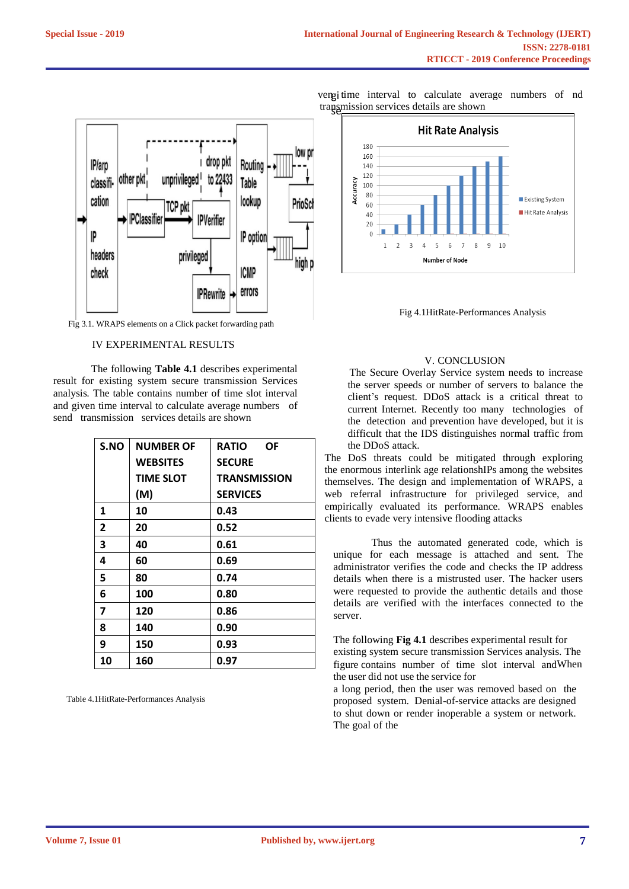vengi time interval to calculate average numbers of send transmission services details are shown

Fig 3.1. WRAPS elements on a Click packet forwarding path

## IV EXPERIMENTAL RESULTS

The following **Table 4.1** describes experimental result for existing system secure transmission Services analysis. The table contains number of time slot interval and given time interval to calculate average numbers of send transmission services details are shown

| S.NO | NUMBER OF WEBSITES TIME SLOT (M) | RATIO OF SECURE TRANSMISSION SERVICES |
|---|---|---|
| 1 | 10 | 0.43 |
| 2 | 20 | 0.52 |
| 3 | 40 | 0.61 |
| 4 | 60 | 0.69 |
| 5 | 80 | 0.74 |
| 6 | 100 | 0.80 |
| 7 | 120 | 0.86 |
| 8 | 140 | 0.90 |
| 9 | 150 | 0.93 |
| 10 | 160 | 0.97 |

Table 4.1HitRate-Performances Analysis

Fig 4.1HitRate-Performances Analysis

## V. CONCLUSION

The Secure Overlay Service system needs to increase the server speeds or number of servers to balance the client's request. DDoS attack is a critical threat to current Internet. Recently too many technologies of the detection and prevention have developed, but it is difficult that the IDS distinguishes normal traffic from the DDoS attack.

The DoS threats could be mitigated through exploring the enormous interlink age relationshIPs among the websites themselves. The design and implementation of WRAPS, a web referral infrastructure for privileged service, and empirically evaluated its performance. WRAPS enables clients to evade very intensive flooding attacks

Thus the automated generated code, which is unique for each message is attached and sent. The administrator verifies the code and checks the IP address details when there is a mistrusted user. The hacker users were requested to provide the authentic details and those details are verified with the interfaces connected to the server.

The following **Fig 4.1** describes experimental result for existing system secure transmission Services analysis. The figure contains number of time slot interval andWhen the user did not use the service for a long period, then the user was removed based on the proposed system. Denial-of-service attacks are designed to shut down or render inoperable a system or network. The goal of the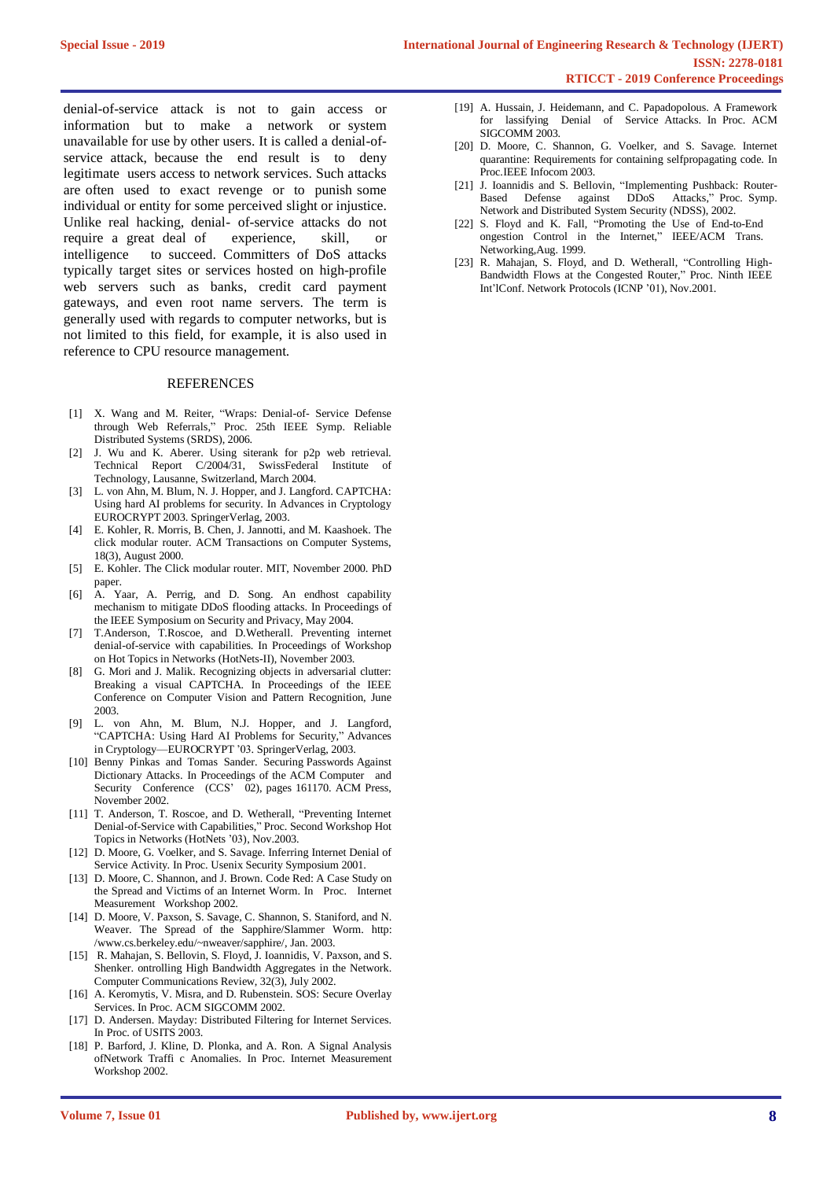denial-of-service attack is not to gain access or information but to make a network or system unavailable for use by other users. It is called a denial-of-service attack, because the end result is to deny legitimate users access to network services. Such attacks are often used to exact revenge or to punish some individual or entity for some perceived slight or injustice. Unlike real hacking, denial- of-service attacks do not require a great deal of experience, skill, or intelligence to succeed. Committers of DoS attacks typically target sites or services hosted on high-profile web servers such as banks, credit card payment gateways, and even root name servers. The term is generally used with regards to computer networks, but is not limited to this field, for example, it is also used in reference to CPU resource management.

## REFERENCES

[1] X. Wang and M. Reiter, "Wraps: Denial-of- Service Defense through Web Referrals," Proc. 25th IEEE Symp. Reliable Distributed Systems (SRDS), 2006.

[2] J. Wu and K. Aberer. Using siterank for p2p web retrieval. Technical Report C/2004/31, SwissFederal Institute of Technology, Lausanne, Switzerland, March 2004.

[3] L. von Ahn, M. Blum, N. J. Hopper, and J. Langford. CAPTCHA: Using hard AI problems for security. In Advances in Cryptology EUROCRYPT 2003. SpringerVerlag, 2003.

[4] E. Kohler, R. Morris, B. Chen, J. Jannotti, and M. Kaashoek. The click modular router. ACM Transactions on Computer Systems, 18(3), August 2000.

[5] E. Kohler. The Click modular router. MIT, November 2000. PhD paper.

[6] A. Yaar, A. Perrig, and D. Song. An endhost capability mechanism to mitigate DDoS flooding attacks. In Proceedings of the IEEE Symposium on Security and Privacy, May 2004.

[7] T.Anderson, T.Roscoe, and D.Wetherall. Preventing internet denial-of-service with capabilities. In Proceedings of Workshop on Hot Topics in Networks (HotNets-II), November 2003.

[8] G. Mori and J. Malik. Recognizing objects in adversarial clutter: Breaking a visual CAPTCHA. In Proceedings of the IEEE Conference on Computer Vision and Pattern Recognition, June 2003.

[9] L. von Ahn, M. Blum, N.J. Hopper, and J. Langford, "CAPTCHA: Using Hard AI Problems for Security," Advances in Cryptology—EUROCRYPT '03. SpringerVerlag, 2003.

[10] Benny Pinkas and Tomas Sander. Securing Passwords Against Dictionary Attacks. In Proceedings of the ACM Computer and Security Conference (CCS' 02), pages 161170. ACM Press, November 2002.

[11] T. Anderson, T. Roscoe, and D. Wetherall, "Preventing Internet Denial-of-Service with Capabilities," Proc. Second Workshop Hot Topics in Networks (HotNets '03), Nov.2003.

[12] D. Moore, G. Voelker, and S. Savage. Inferring Internet Denial of Service Activity. In Proc. Usenix Security Symposium 2001.

[13] D. Moore, C. Shannon, and J. Brown. Code Red: A Case Study on the Spread and Victims of an Internet Worm. In Proc. Internet Measurement Workshop 2002.

[14] D. Moore, V. Paxson, S. Savage, C. Shannon, S. Staniford, and N. Weaver. The Spread of the Sapphire/Slammer Worm. http: /www.cs.berkeley.edu/~nweaver/sapphire/, Jan. 2003.

[15] R. Mahajan, S. Bellovin, S. Floyd, J. Ioannidis, V. Paxson, and S. Shenker. ontrolling High Bandwidth Aggregates in the Network. Computer Communications Review, 32(3), July 2002.

[16] A. Keromytis, V. Misra, and D. Rubenstein. SOS: Secure Overlay Services. In Proc. ACM SIGCOMM 2002.

[17] D. Andersen. Mayday: Distributed Filtering for Internet Services. In Proc. of USITS 2003.

[18] P. Barford, J. Kline, D. Plonka, and A. Ron. A Signal Analysis ofNetwork Traffi c Anomalies. In Proc. Internet Measurement Workshop 2002.

[19] A. Hussain, J. Heidemann, and C. Papadopolous. A Framework for lassifying Denial of Service Attacks. In Proc. ACM SIGCOMM 2003.

[20] D. Moore, C. Shannon, G. Voelker, and S. Savage. Internet quarantine: Requirements for containing selfpropagating code. In Proc.IEEE Infocom 2003.

[21] J. Ioannidis and S. Bellovin, "Implementing Pushback: Router-Based Defense against DDoS Attacks," Proc. Symp. Network and Distributed System Security (NDSS), 2002.

[22] S. Floyd and K. Fall, "Promoting the Use of End-to-End ongestion Control in the Internet," IEEE/ACM Trans. Networking,Aug. 1999.

[23] R. Mahajan, S. Floyd, and D. Wetherall, "Controlling High-Bandwidth Flows at the Congested Router," Proc. Ninth IEEE Int'lConf. Network Protocols (ICNP '01), Nov.2001.